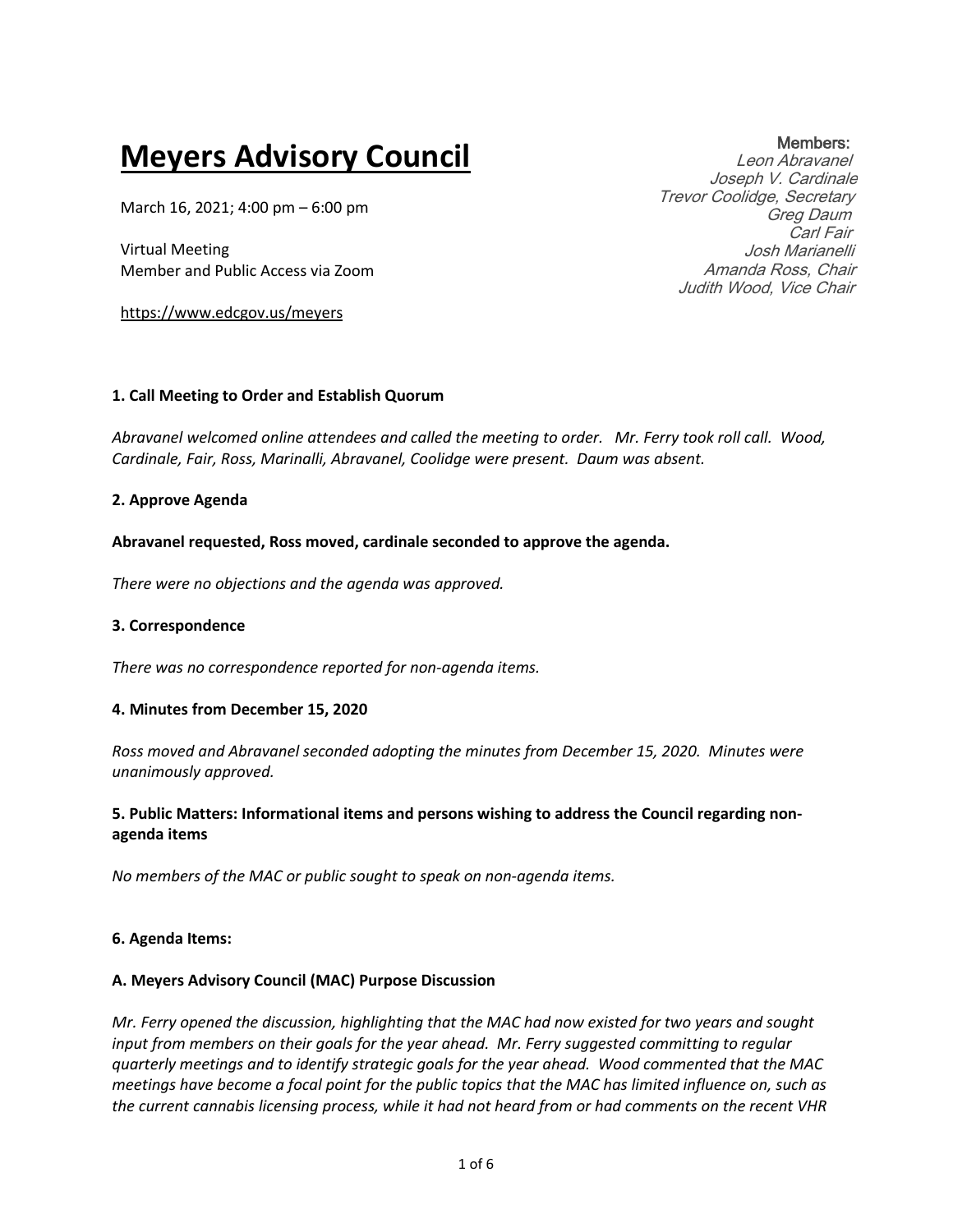# **Meyers Advisory Council**

March 16, 2021; 4:00 pm – 6:00 pm

Virtual Meeting
Member and Public Access via Zoom

https://www.edcgov.us/meyers

**Members:**
*Leon Abravanel*
*Joseph V. Cardinale*
*Trevor Coolidge, Secretary*
*Greg Daum*
*Carl Fair*
*Josh Marianelli*
*Amanda Ross, Chair*
*Judith Wood, Vice Chair*

**1. Call Meeting to Order and Establish Quorum**

*Abravanel welcomed online attendees and called the meeting to order. Mr. Ferry took roll call. Wood, Cardinale, Fair, Ross, Marinalli, Abravanel, Coolidge were present. Daum was absent.*

**2. Approve Agenda**

**Abravanel requested, Ross moved, cardinale seconded to approve the agenda.**

*There were no objections and the agenda was approved.*

**3. Correspondence**

*There was no correspondence reported for non-agenda items.*

**4. Minutes from December 15, 2020**

*Ross moved and Abravanel seconded adopting the minutes from December 15, 2020. Minutes were unanimously approved.*

**5. Public Matters: Informational items and persons wishing to address the Council regarding non-agenda items**

*No members of the MAC or public sought to speak on non-agenda items.*

**6. Agenda Items:**

**A. Meyers Advisory Council (MAC) Purpose Discussion**

*Mr. Ferry opened the discussion, highlighting that the MAC had now existed for two years and sought input from members on their goals for the year ahead. Mr. Ferry suggested committing to regular quarterly meetings and to identify strategic goals for the year ahead. Wood commented that the MAC meetings have become a focal point for the public topics that the MAC has limited influence on, such as the current cannabis licensing process, while it had not heard from or had comments on the recent VHR*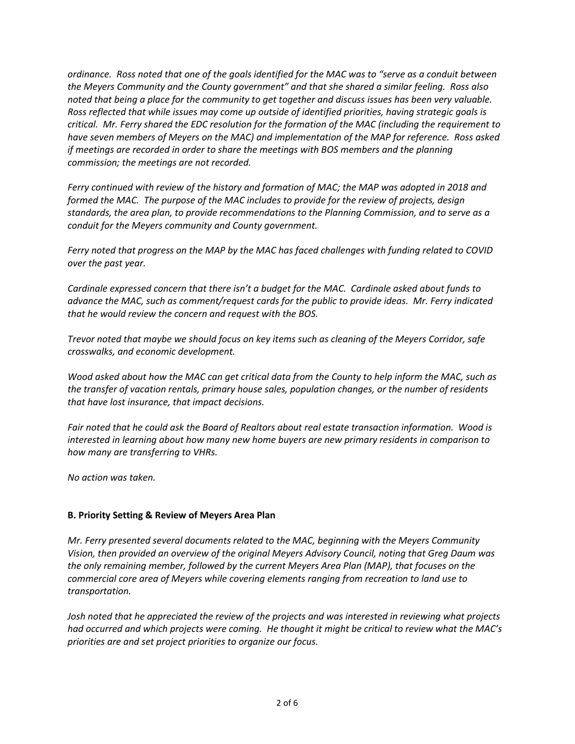*ordinance. Ross noted that one of the goals identified for the MAC was to "serve as a conduit between the Meyers Community and the County government" and that she shared a similar feeling. Ross also noted that being a place for the community to get together and discuss issues has been very valuable. Ross reflected that while issues may come up outside of identified priorities, having strategic goals is critical. Mr. Ferry shared the EDC resolution for the formation of the MAC (including the requirement to have seven members of Meyers on the MAC) and implementation of the MAP for reference. Ross asked if meetings are recorded in order to share the meetings with BOS members and the planning commission; the meetings are not recorded.*

*Ferry continued with review of the history and formation of MAC; the MAP was adopted in 2018 and formed the MAC. The purpose of the MAC includes to provide for the review of projects, design standards, the area plan, to provide recommendations to the Planning Commission, and to serve as a conduit for the Meyers community and County government.*

*Ferry noted that progress on the MAP by the MAC has faced challenges with funding related to COVID over the past year.*

*Cardinale expressed concern that there isn't a budget for the MAC. Cardinale asked about funds to advance the MAC, such as comment/request cards for the public to provide ideas. Mr. Ferry indicated that he would review the concern and request with the BOS.*

*Trevor noted that maybe we should focus on key items such as cleaning of the Meyers Corridor, safe crosswalks, and economic development.*

*Wood asked about how the MAC can get critical data from the County to help inform the MAC, such as the transfer of vacation rentals, primary house sales, population changes, or the number of residents that have lost insurance, that impact decisions.*

*Fair noted that he could ask the Board of Realtors about real estate transaction information. Wood is interested in learning about how many new home buyers are new primary residents in comparison to how many are transferring to VHRs.*

*No action was taken.*

**B. Priority Setting & Review of Meyers Area Plan**

*Mr. Ferry presented several documents related to the MAC, beginning with the Meyers Community Vision, then provided an overview of the original Meyers Advisory Council, noting that Greg Daum was the only remaining member, followed by the current Meyers Area Plan (MAP), that focuses on the commercial core area of Meyers while covering elements ranging from recreation to land use to transportation.*

*Josh noted that he appreciated the review of the projects and was interested in reviewing what projects had occurred and which projects were coming. He thought it might be critical to review what the MAC's priorities are and set project priorities to organize our focus.*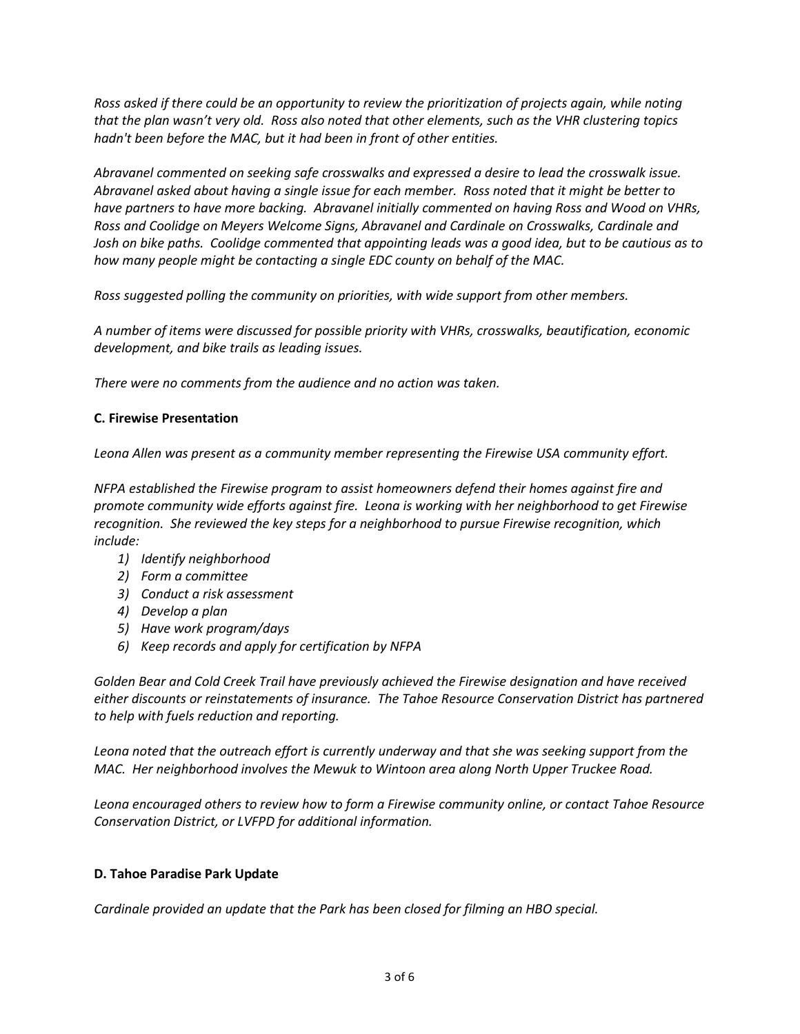*Ross asked if there could be an opportunity to review the prioritization of projects again, while noting that the plan wasn't very old. Ross also noted that other elements, such as the VHR clustering topics hadn't been before the MAC, but it had been in front of other entities.*

*Abravanel commented on seeking safe crosswalks and expressed a desire to lead the crosswalk issue. Abravanel asked about having a single issue for each member. Ross noted that it might be better to have partners to have more backing. Abravanel initially commented on having Ross and Wood on VHRs, Ross and Coolidge on Meyers Welcome Signs, Abravanel and Cardinale on Crosswalks, Cardinale and Josh on bike paths. Coolidge commented that appointing leads was a good idea, but to be cautious as to how many people might be contacting a single EDC county on behalf of the MAC.*

*Ross suggested polling the community on priorities, with wide support from other members.*

*A number of items were discussed for possible priority with VHRs, crosswalks, beautification, economic development, and bike trails as leading issues.*

*There were no comments from the audience and no action was taken.*

**C. Firewise Presentation**

*Leona Allen was present as a community member representing the Firewise USA community effort.*

*NFPA established the Firewise program to assist homeowners defend their homes against fire and promote community wide efforts against fire. Leona is working with her neighborhood to get Firewise recognition. She reviewed the key steps for a neighborhood to pursue Firewise recognition, which include:*

1) *Identify neighborhood*
2) *Form a committee*
3) *Conduct a risk assessment*
4) *Develop a plan*
5) *Have work program/days*
6) *Keep records and apply for certification by NFPA*

*Golden Bear and Cold Creek Trail have previously achieved the Firewise designation and have received either discounts or reinstatements of insurance. The Tahoe Resource Conservation District has partnered to help with fuels reduction and reporting.*

*Leona noted that the outreach effort is currently underway and that she was seeking support from the MAC. Her neighborhood involves the Mewuk to Wintoon area along North Upper Truckee Road.*

*Leona encouraged others to review how to form a Firewise community online, or contact Tahoe Resource Conservation District, or LVFPD for additional information.*

**D. Tahoe Paradise Park Update**

*Cardinale provided an update that the Park has been closed for filming an HBO special.*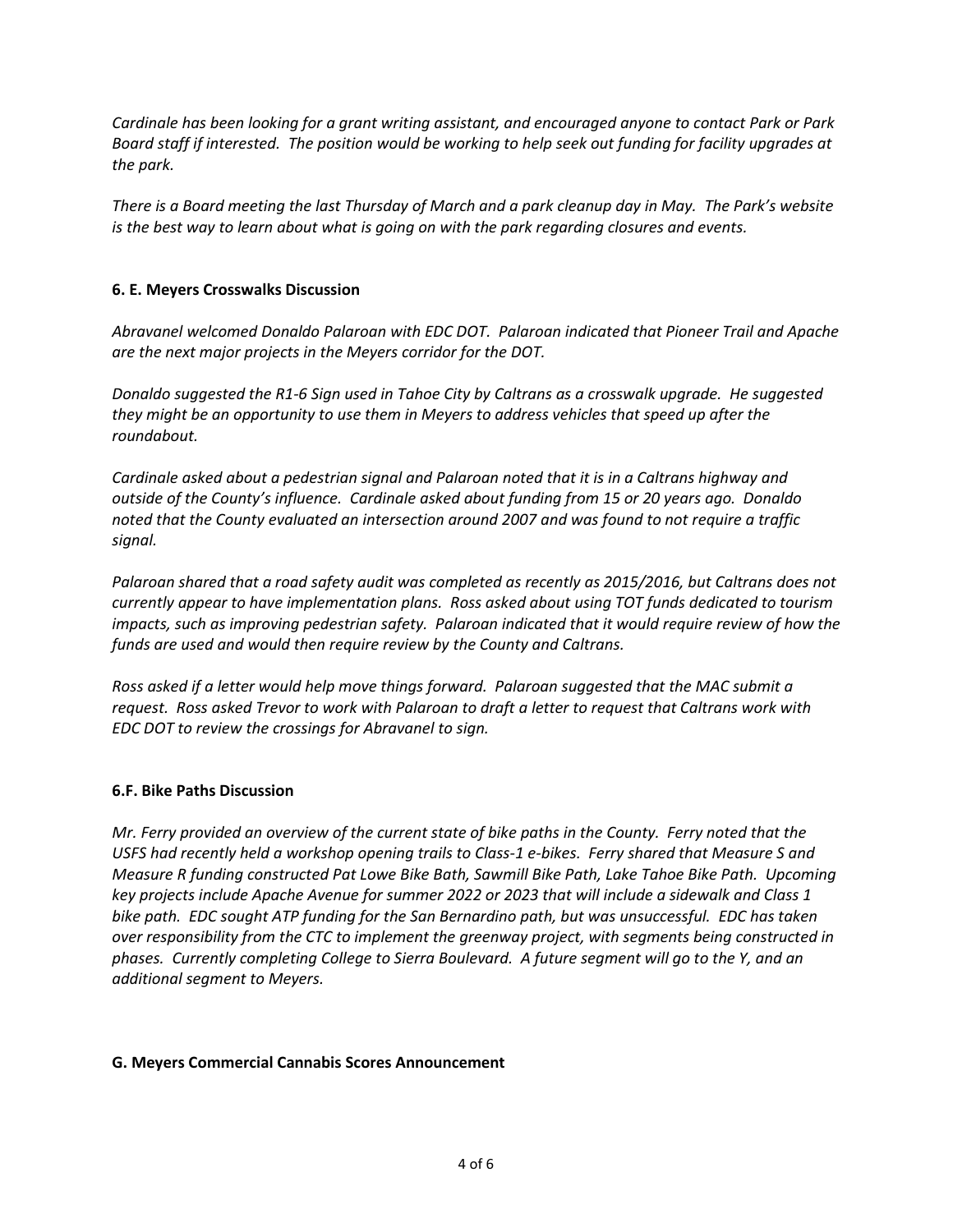*Cardinale has been looking for a grant writing assistant, and encouraged anyone to contact Park or Park Board staff if interested. The position would be working to help seek out funding for facility upgrades at the park.*

*There is a Board meeting the last Thursday of March and a park cleanup day in May. The Park's website is the best way to learn about what is going on with the park regarding closures and events.*

**6. E. Meyers Crosswalks Discussion**

*Abravanel welcomed Donaldo Palaroan with EDC DOT. Palaroan indicated that Pioneer Trail and Apache are the next major projects in the Meyers corridor for the DOT.*

*Donaldo suggested the R1-6 Sign used in Tahoe City by Caltrans as a crosswalk upgrade. He suggested they might be an opportunity to use them in Meyers to address vehicles that speed up after the roundabout.*

*Cardinale asked about a pedestrian signal and Palaroan noted that it is in a Caltrans highway and outside of the County's influence. Cardinale asked about funding from 15 or 20 years ago. Donaldo noted that the County evaluated an intersection around 2007 and was found to not require a traffic signal.*

*Palaroan shared that a road safety audit was completed as recently as 2015/2016, but Caltrans does not currently appear to have implementation plans. Ross asked about using TOT funds dedicated to tourism impacts, such as improving pedestrian safety. Palaroan indicated that it would require review of how the funds are used and would then require review by the County and Caltrans.*

*Ross asked if a letter would help move things forward. Palaroan suggested that the MAC submit a request. Ross asked Trevor to work with Palaroan to draft a letter to request that Caltrans work with EDC DOT to review the crossings for Abravanel to sign.*

**6.F. Bike Paths Discussion**

*Mr. Ferry provided an overview of the current state of bike paths in the County. Ferry noted that the USFS had recently held a workshop opening trails to Class-1 e-bikes. Ferry shared that Measure S and Measure R funding constructed Pat Lowe Bike Bath, Sawmill Bike Path, Lake Tahoe Bike Path. Upcoming key projects include Apache Avenue for summer 2022 or 2023 that will include a sidewalk and Class 1 bike path. EDC sought ATP funding for the San Bernardino path, but was unsuccessful. EDC has taken over responsibility from the CTC to implement the greenway project, with segments being constructed in phases. Currently completing College to Sierra Boulevard. A future segment will go to the Y, and an additional segment to Meyers.*

**G. Meyers Commercial Cannabis Scores Announcement**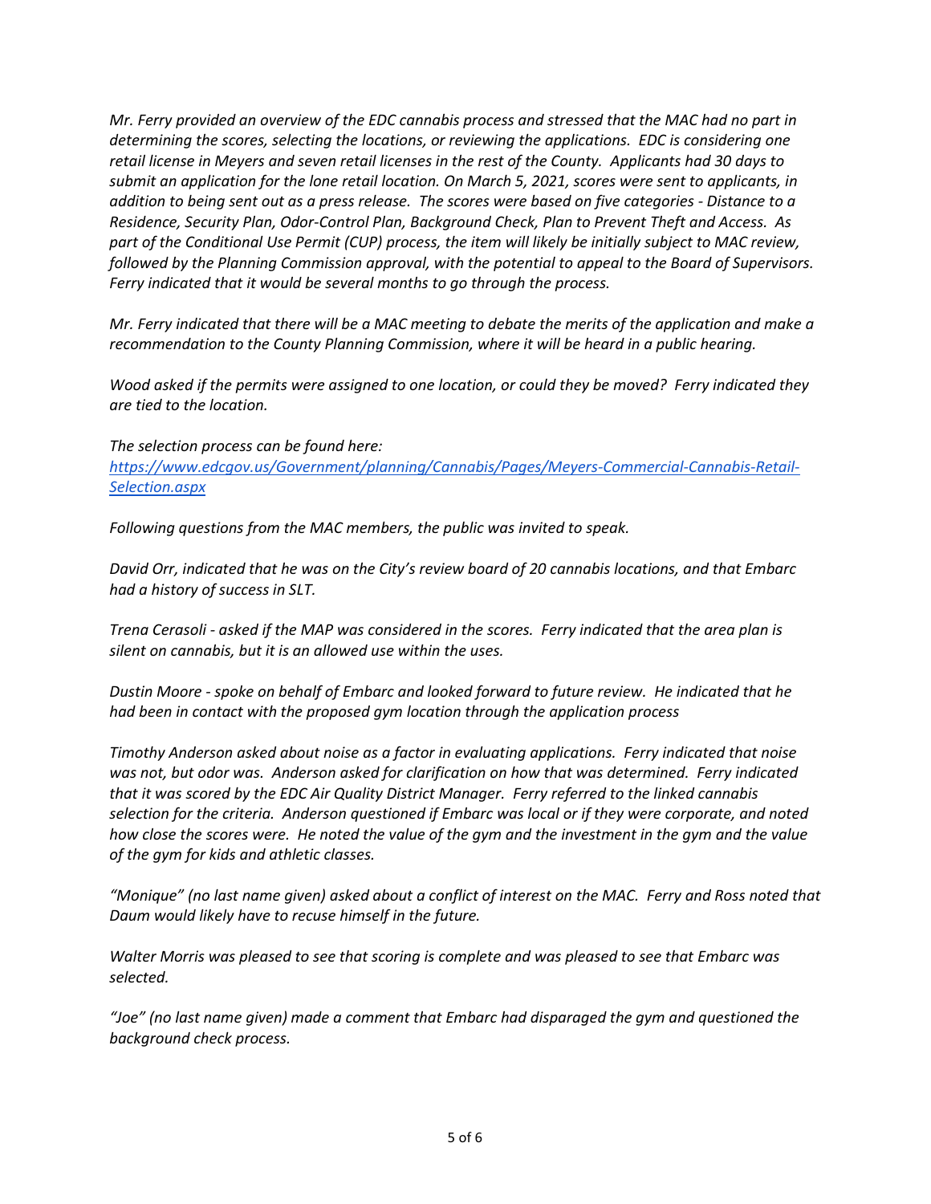*Mr. Ferry provided an overview of the EDC cannabis process and stressed that the MAC had no part in determining the scores, selecting the locations, or reviewing the applications. EDC is considering one retail license in Meyers and seven retail licenses in the rest of the County. Applicants had 30 days to submit an application for the lone retail location. On March 5, 2021, scores were sent to applicants, in addition to being sent out as a press release. The scores were based on five categories - Distance to a Residence, Security Plan, Odor-Control Plan, Background Check, Plan to Prevent Theft and Access. As part of the Conditional Use Permit (CUP) process, the item will likely be initially subject to MAC review, followed by the Planning Commission approval, with the potential to appeal to the Board of Supervisors. Ferry indicated that it would be several months to go through the process.*

*Mr. Ferry indicated that there will be a MAC meeting to debate the merits of the application and make a recommendation to the County Planning Commission, where it will be heard in a public hearing.*

*Wood asked if the permits were assigned to one location, or could they be moved? Ferry indicated they are tied to the location.*

*The selection process can be found here:*
*[https://www.edcgov.us/Government/planning/Cannabis/Pages/Meyers-Commercial-Cannabis-Retail-Selection.aspx](https://www.edcgov.us/Government/planning/Cannabis/Pages/Meyers-Commercial-Cannabis-Retail-Selection.aspx)*

*Following questions from the MAC members, the public was invited to speak.*

*David Orr, indicated that he was on the City's review board of 20 cannabis locations, and that Embarc had a history of success in SLT.*

*Trena Cerasoli - asked if the MAP was considered in the scores. Ferry indicated that the area plan is silent on cannabis, but it is an allowed use within the uses.*

*Dustin Moore - spoke on behalf of Embarc and looked forward to future review. He indicated that he had been in contact with the proposed gym location through the application process*

*Timothy Anderson asked about noise as a factor in evaluating applications. Ferry indicated that noise was not, but odor was. Anderson asked for clarification on how that was determined. Ferry indicated that it was scored by the EDC Air Quality District Manager. Ferry referred to the linked cannabis selection for the criteria. Anderson questioned if Embarc was local or if they were corporate, and noted how close the scores were. He noted the value of the gym and the investment in the gym and the value of the gym for kids and athletic classes.*

*"Monique" (no last name given) asked about a conflict of interest on the MAC. Ferry and Ross noted that Daum would likely have to recuse himself in the future.*

*Walter Morris was pleased to see that scoring is complete and was pleased to see that Embarc was selected.*

*"Joe" (no last name given) made a comment that Embarc had disparaged the gym and questioned the background check process.*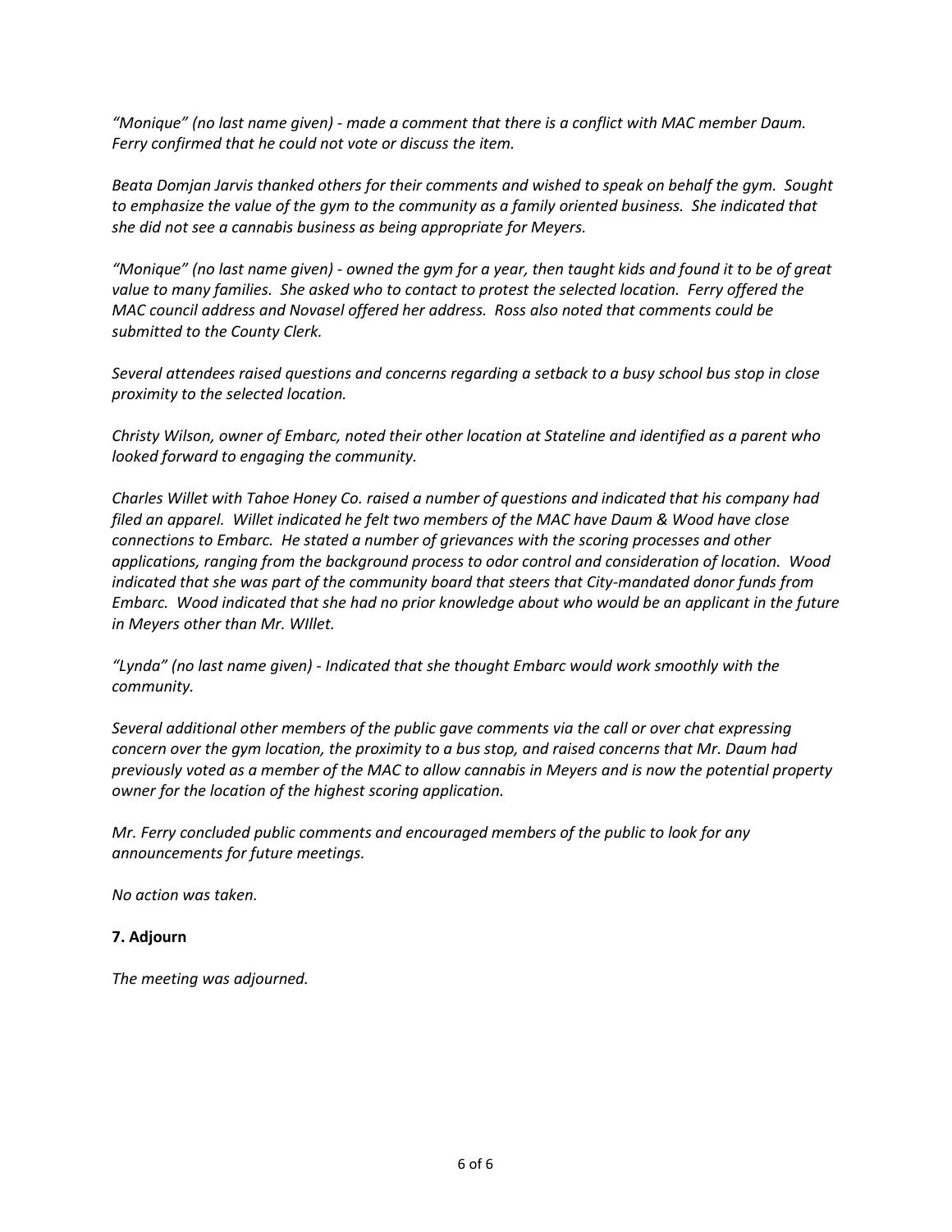*"Monique" (no last name given) - made a comment that there is a conflict with MAC member Daum. Ferry confirmed that he could not vote or discuss the item.*

*Beata Domjan Jarvis thanked others for their comments and wished to speak on behalf the gym. Sought to emphasize the value of the gym to the community as a family oriented business. She indicated that she did not see a cannabis business as being appropriate for Meyers.*

*"Monique" (no last name given) - owned the gym for a year, then taught kids and found it to be of great value to many families. She asked who to contact to protest the selected location. Ferry offered the MAC council address and Novasel offered her address. Ross also noted that comments could be submitted to the County Clerk.*

*Several attendees raised questions and concerns regarding a setback to a busy school bus stop in close proximity to the selected location.*

*Christy Wilson, owner of Embarc, noted their other location at Stateline and identified as a parent who looked forward to engaging the community.*

*Charles Willet with Tahoe Honey Co. raised a number of questions and indicated that his company had filed an apparel. Willet indicated he felt two members of the MAC have Daum & Wood have close connections to Embarc. He stated a number of grievances with the scoring processes and other applications, ranging from the background process to odor control and consideration of location. Wood indicated that she was part of the community board that steers that City-mandated donor funds from Embarc. Wood indicated that she had no prior knowledge about who would be an applicant in the future in Meyers other than Mr. WIllet.*

*"Lynda" (no last name given) - Indicated that she thought Embarc would work smoothly with the community.*

*Several additional other members of the public gave comments via the call or over chat expressing concern over the gym location, the proximity to a bus stop, and raised concerns that Mr. Daum had previously voted as a member of the MAC to allow cannabis in Meyers and is now the potential property owner for the location of the highest scoring application.*

*Mr. Ferry concluded public comments and encouraged members of the public to look for any announcements for future meetings.*

*No action was taken.*

**7. Adjourn**

*The meeting was adjourned.*